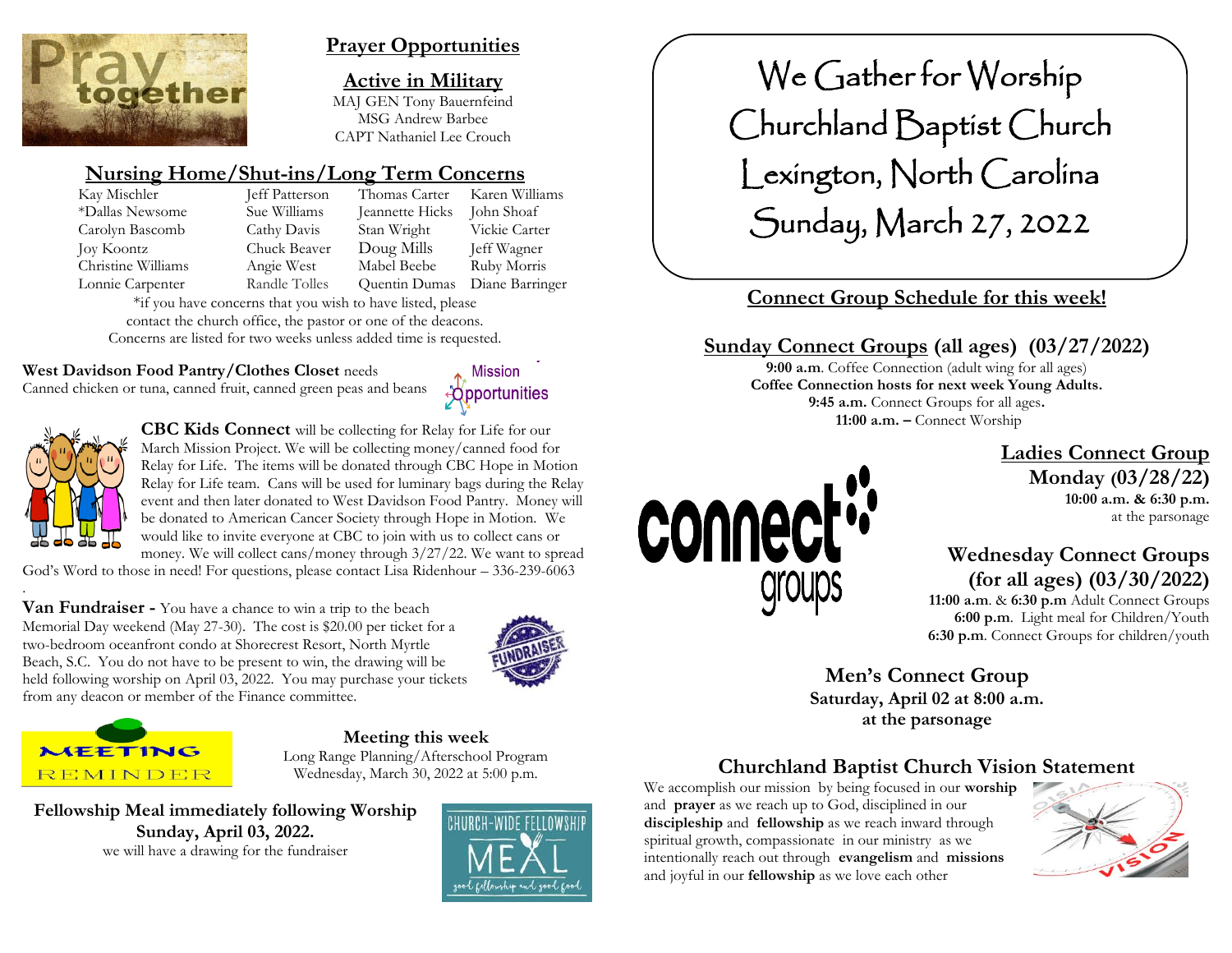## Prayer Opportunities

### Active in Military

MAJ GEN Tony Bauernfeind
MSG Andrew Barbee
CAPT Nathaniel Lee Crouch

### Nursing Home/Shut-ins/Long Term Concerns

| | | | |
|---|---|---|---|
| Kay Mischler | Jeff Patterson | Thomas Carter | Karen Williams |
| *Dallas Newsome | Sue Williams | Jeannette Hicks | John Shoaf |
| Carolyn Bascomb | Cathy Davis | Stan Wright | Vickie Carter |
| Joy Koontz | Chuck Beaver | Doug Mills | Jeff Wagner |
| Christine Williams | Angie West | Mabel Beebe | Ruby Morris |
| Lonnie Carpenter | Randle Tolles | Quentin Dumas | Diane Barringer |

*if you have concerns that you wish to have listed, please contact the church office, the pastor or one of the deacons. Concerns are listed for two weeks unless added time is requested.

**West Davidson Food Pantry/Clothes Closet** needs
Canned chicken or tuna, canned fruit, canned green peas and beans

Mission Opportunities

**CBC Kids Connect** will be collecting for Relay for Life for our March Mission Project. We will be collecting money/canned food for Relay for Life. The items will be donated through CBC Hope in Motion Relay for Life team. Cans will be used for luminary bags during the Relay event and then later donated to West Davidson Food Pantry. Money will be donated to American Cancer Society through Hope in Motion. We would like to invite everyone at CBC to join with us to collect cans or money. We will collect cans/money through 3/27/22. We want to spread God's Word to those in need! For questions, please contact Lisa Ridenhour – 336-239-6063

**Van Fundraiser -** You have a chance to win a trip to the beach Memorial Day weekend (May 27-30). The cost is $20.00 per ticket for a two-bedroom oceanfront condo at Shorecrest Resort, North Myrtle Beach, S.C. You do not have to be present to win, the drawing will be held following worship on April 03, 2022. You may purchase your tickets from any deacon or member of the Finance committee.

**Meeting this week**
Long Range Planning/Afterschool Program
Wednesday, March 30, 2022 at 5:00 p.m.

**Fellowship Meal immediately following Worship**
**Sunday, April 03, 2022.**
we will have a drawing for the fundraiser

# We Gather for Worship
# Churchland Baptist Church
# Lexington, North Carolina
# Sunday, March 27, 2022

## Connect Group Schedule for this week!

### Sunday Connect Groups (all ages) (03/27/2022)

**9:00 a.m**. Coffee Connection (adult wing for all ages)
**Coffee Connection hosts for next week Young Adults.**
**9:45 a.m.** Connect Groups for all ages**.**
**11:00 a.m. –** Connect Worship

### Ladies Connect Group
**Monday (03/28/22)**
**10:00 a.m. & 6:30 p.m.**
at the parsonage

### Wednesday Connect Groups (for all ages) (03/30/2022)

**11:00 a.m**. & **6:30 p.m** Adult Connect Groups
**6:00 p.m**. Light meal for Children/Youth
**6:30 p.m**. Connect Groups for children/youth

### Men's Connect Group
**Saturday, April 02 at 8:00 a.m.**
**at the parsonage**

### Churchland Baptist Church Vision Statement

We accomplish our mission by being focused in our **worship** and **prayer** as we reach up to God, disciplined in our **discipleship** and **fellowship** as we reach inward through spiritual growth, compassionate in our ministry as we intentionally reach out through **evangelism** and **missions** and joyful in our **fellowship** as we love each other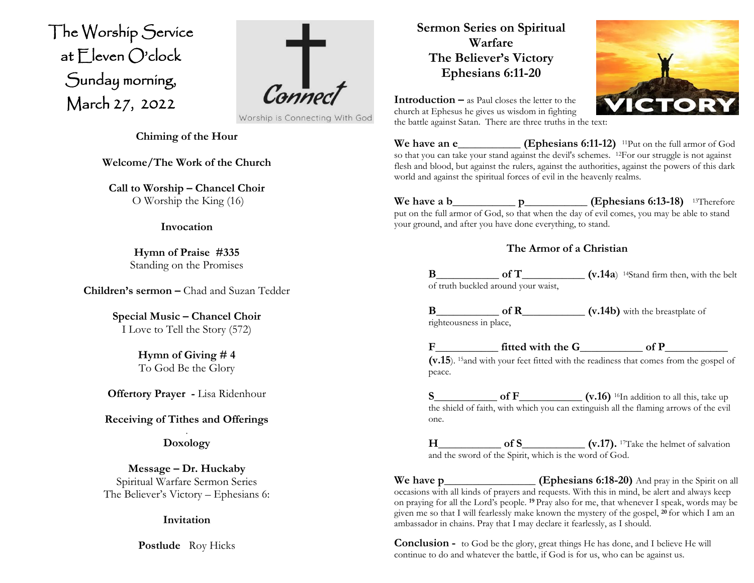# The Worship Service at Eleven O'clock Sunday morning, March 27, 2022

**Chiming of the Hour**

**Welcome/The Work of the Church**

**Call to Worship – Chancel Choir**
O Worship the King (16)

**Invocation**

**Hymn of Praise #335**
Standing on the Promises

**Children's sermon –** Chad and Suzan Tedder

**Special Music – Chancel Choir**
I Love to Tell the Story (572)

**Hymn of Giving # 4**
To God Be the Glory

**Offertory Prayer -** Lisa Ridenhour

**Receiving of Tithes and Offerings**

**Doxology**

**Message – Dr. Huckaby**
Spiritual Warfare Sermon Series
The Believer's Victory – Ephesians 6:

**Invitation**

**Postlude** Roy Hicks

## Sermon Series on Spiritual Warfare
## The Believer's Victory
## Ephesians 6:11-20

**Introduction –** as Paul closes the letter to the church at Ephesus he gives us wisdom in fighting the battle against Satan. There are three truths in the text:

**We have an e___________ (Ephesians 6:11-12)** [11]Put on the full armor of God so that you can take your stand against the devil's schemes. [12]For our struggle is not against flesh and blood, but against the rulers, against the authorities, against the powers of this dark world and against the spiritual forces of evil in the heavenly realms.

**We have a b___________ p___________ (Ephesians 6:13-18)** [13]Therefore put on the full armor of God, so that when the day of evil comes, you may be able to stand your ground, and after you have done everything, to stand.

### The Armor of a Christian

**B___________ of T___________ (v.14a**) [14]Stand firm then, with the belt of truth buckled around your waist,

**B___________ of R___________ (v.14b)** with the breastplate of righteousness in place,

**F___________ fitted with the G___________ of P___________ (v.15**). [15]and with your feet fitted with the readiness that comes from the gospel of peace.

**S___________ of F___________ (v.16)** [16]In addition to all this, take up the shield of faith, with which you can extinguish all the flaming arrows of the evil one.

**H___________ of S___________ (v.17).** [17]Take the helmet of salvation and the sword of the Spirit, which is the word of God.

**We have p________________ (Ephesians 6:18-20)** And pray in the Spirit on all occasions with all kinds of prayers and requests. With this in mind, be alert and always keep on praying for all the Lord's people. [19] Pray also for me, that whenever I speak, words may be given me so that I will fearlessly make known the mystery of the gospel, [20] for which I am an ambassador in chains. Pray that I may declare it fearlessly, as I should.

**Conclusion -** to God be the glory, great things He has done, and I believe He will continue to do and whatever the battle, if God is for us, who can be against us.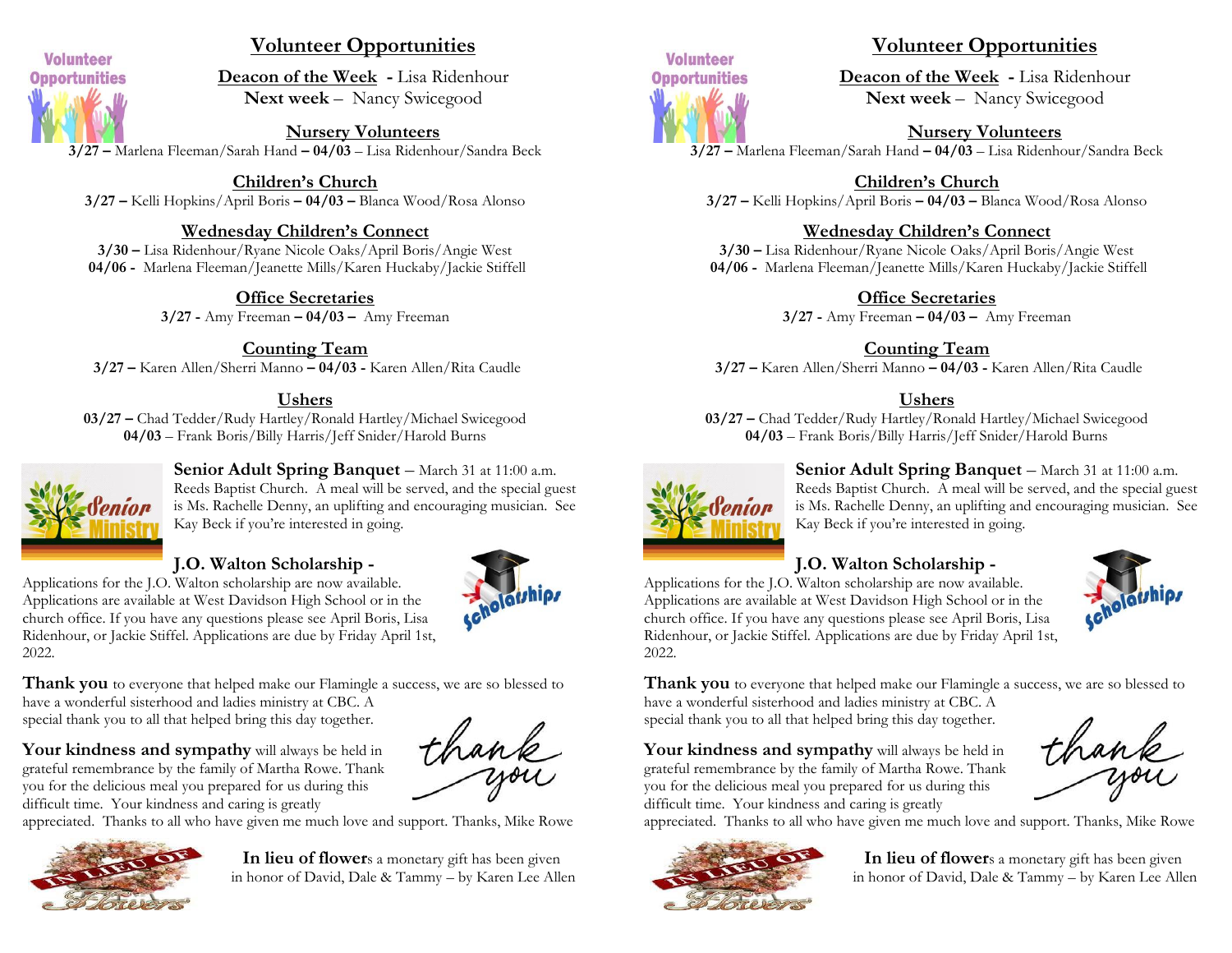## Volunteer Opportunities

**Deacon of the Week** - Lisa Ridenhour
**Next week** – Nancy Swicegood

### Nursery Volunteers

**3/27 –** Marlena Fleeman/Sarah Hand **– 04/03** – Lisa Ridenhour/Sandra Beck

### Children's Church

**3/27 –** Kelli Hopkins/April Boris **– 04/03 –** Blanca Wood/Rosa Alonso

### Wednesday Children's Connect

**3/30 –** Lisa Ridenhour/Ryane Nicole Oaks/April Boris/Angie West
**04/06 -** Marlena Fleeman/Jeanette Mills/Karen Huckaby/Jackie Stiffell

### Office Secretaries

**3/27 -** Amy Freeman **– 04/03 –** Amy Freeman

### Counting Team

**3/27 –** Karen Allen/Sherri Manno **– 04/03 -** Karen Allen/Rita Caudle

### Ushers

**03/27 –** Chad Tedder/Rudy Hartley/Ronald Hartley/Michael Swicegood
**04/03** – Frank Boris/Billy Harris/Jeff Snider/Harold Burns

**Senior Adult Spring Banquet** – March 31 at 11:00 a.m. Reeds Baptist Church. A meal will be served, and the special guest is Ms. Rachelle Denny, an uplifting and encouraging musician. See Kay Beck if you're interested in going.

**J.O. Walton Scholarship -**
Applications for the J.O. Walton scholarship are now available. Applications are available at West Davidson High School or in the church office. If you have any questions please see April Boris, Lisa Ridenhour, or Jackie Stiffel. Applications are due by Friday April 1st, 2022.

**Thank you** to everyone that helped make our Flamingle a success, we are so blessed to have a wonderful sisterhood and ladies ministry at CBC. A special thank you to all that helped bring this day together.

**Your kindness and sympathy** will always be held in grateful remembrance by the family of Martha Rowe. Thank you for the delicious meal you prepared for us during this difficult time. Your kindness and caring is greatly appreciated. Thanks to all who have given me much love and support. Thanks, Mike Rowe

**In lieu of flower**s a monetary gift has been given in honor of David, Dale & Tammy – by Karen Lee Allen

## Volunteer Opportunities

**Deacon of the Week** - Lisa Ridenhour
**Next week** – Nancy Swicegood

### Nursery Volunteers

**3/27 –** Marlena Fleeman/Sarah Hand **– 04/03** – Lisa Ridenhour/Sandra Beck

### Children's Church

**3/27 –** Kelli Hopkins/April Boris **– 04/03 –** Blanca Wood/Rosa Alonso

### Wednesday Children's Connect

**3/30 –** Lisa Ridenhour/Ryane Nicole Oaks/April Boris/Angie West
**04/06 -** Marlena Fleeman/Jeanette Mills/Karen Huckaby/Jackie Stiffell

### Office Secretaries

**3/27 -** Amy Freeman **– 04/03 –** Amy Freeman

### Counting Team

**3/27 –** Karen Allen/Sherri Manno **– 04/03 -** Karen Allen/Rita Caudle

### Ushers

**03/27 –** Chad Tedder/Rudy Hartley/Ronald Hartley/Michael Swicegood
**04/03** – Frank Boris/Billy Harris/Jeff Snider/Harold Burns

**Senior Adult Spring Banquet** – March 31 at 11:00 a.m. Reeds Baptist Church. A meal will be served, and the special guest is Ms. Rachelle Denny, an uplifting and encouraging musician. See Kay Beck if you're interested in going.

**J.O. Walton Scholarship -**
Applications for the J.O. Walton scholarship are now available. Applications are available at West Davidson High School or in the church office. If you have any questions please see April Boris, Lisa Ridenhour, or Jackie Stiffel. Applications are due by Friday April 1st, 2022.

**Thank you** to everyone that helped make our Flamingle a success, we are so blessed to have a wonderful sisterhood and ladies ministry at CBC. A special thank you to all that helped bring this day together.

**Your kindness and sympathy** will always be held in grateful remembrance by the family of Martha Rowe. Thank you for the delicious meal you prepared for us during this difficult time. Your kindness and caring is greatly appreciated. Thanks to all who have given me much love and support. Thanks, Mike Rowe

**In lieu of flower**s a monetary gift has been given in honor of David, Dale & Tammy – by Karen Lee Allen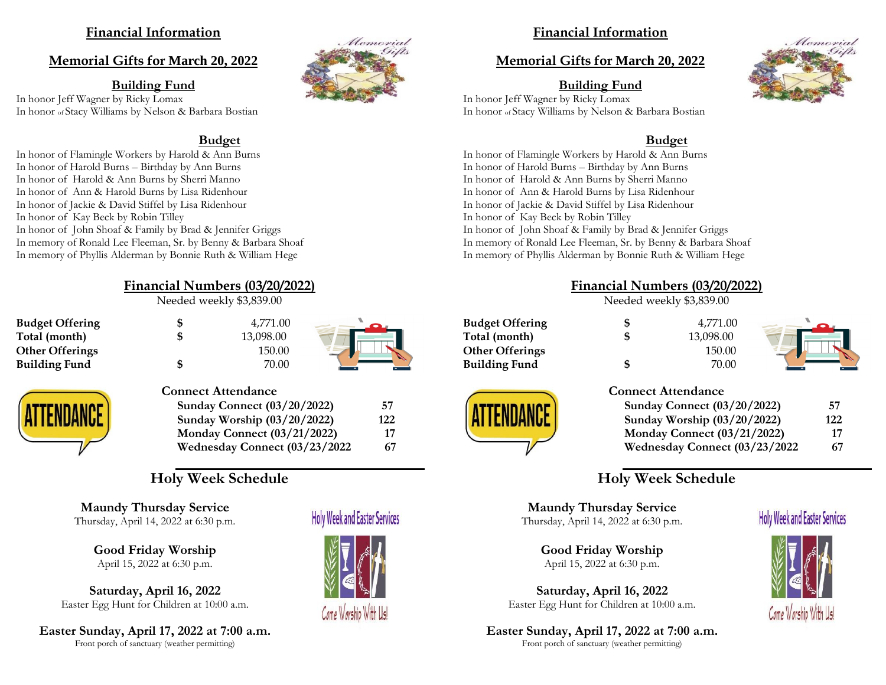# Financial Information

## Memorial Gifts for March 20, 2022

### Building Fund

In honor Jeff Wagner by Ricky Lomax
In honor of Stacy Williams by Nelson & Barbara Bostian

### Budget

In honor of Flamingle Workers by Harold & Ann Burns
In honor of Harold Burns – Birthday by Ann Burns
In honor of Harold & Ann Burns by Sherri Manno
In honor of Ann & Harold Burns by Lisa Ridenhour
In honor of Jackie & David Stiffel by Lisa Ridenhour
In honor of Kay Beck by Robin Tilley
In honor of John Shoaf & Family by Brad & Jennifer Griggs
In memory of Ronald Lee Fleeman, Sr. by Benny & Barbara Shoaf
In memory of Phyllis Alderman by Bonnie Ruth & William Hege

## Financial Numbers (03/20/2022)

Needed weekly $3,839.00

| | | |
|---|---|---|
| **Budget Offering** | $ | 4,771.00 |
| **Total (month)** | $ | 13,098.00 |
| **Other Offerings** | | 150.00 |
| **Building Fund** | $ | 70.00 |

**Connect Attendance**

| | |
|---|---|
| **Sunday Connect (03/20/2022)** | **57** |
| **Sunday Worship (03/20/2022)** | **122** |
| **Monday Connect (03/21/2022)** | **17** |
| **Wednesday Connect (03/23/2022** | **67** |

## Holy Week Schedule

**Maundy Thursday Service**
Thursday, April 14, 2022 at 6:30 p.m.

**Good Friday Worship**
April 15, 2022 at 6:30 p.m.

**Saturday, April 16, 2022**
Easter Egg Hunt for Children at 10:00 a.m.

**Easter Sunday, April 17, 2022 at 7:00 a.m.**
Front porch of sanctuary (weather permitting)